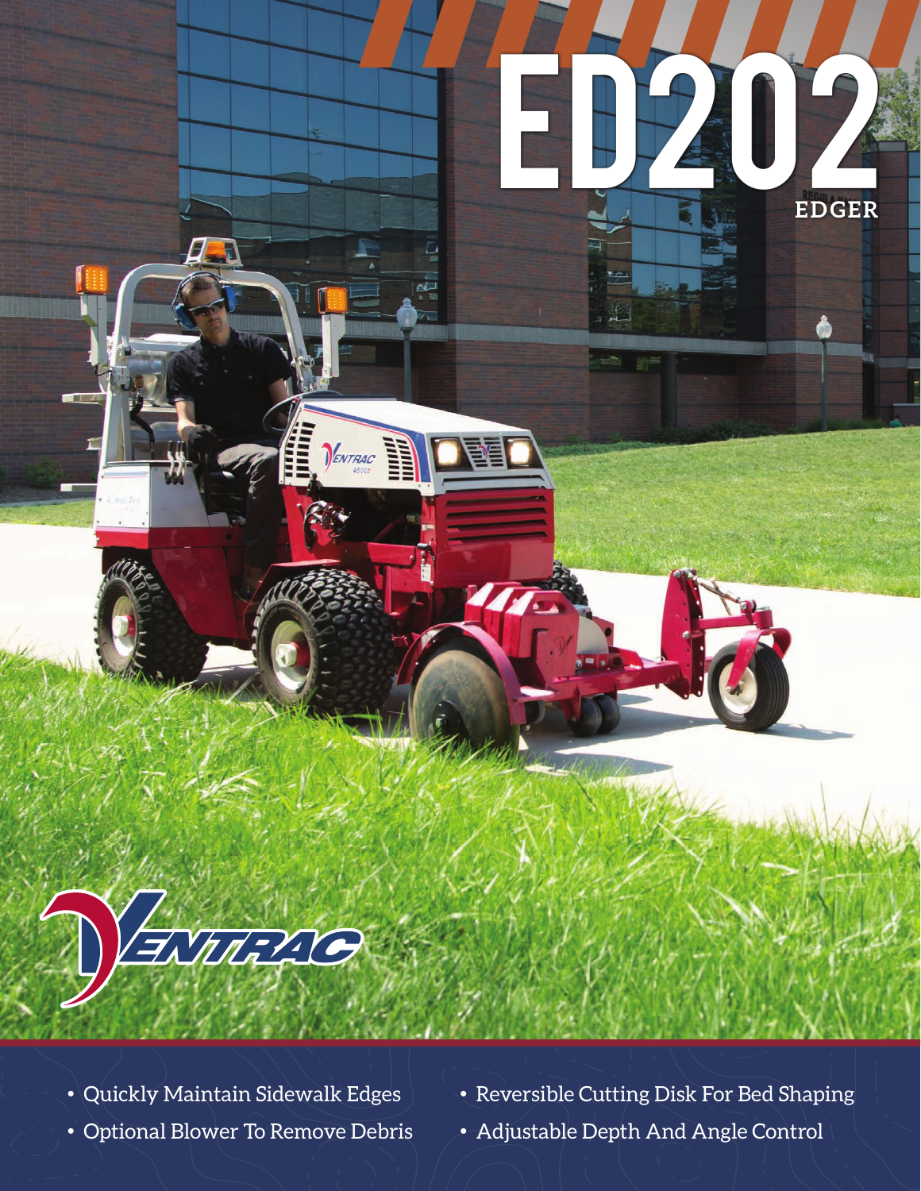# ED202

## EDGER

VENTRAC

- Quickly Maintain Sidewalk Edges
- Optional Blower To Remove Debris
- Reversible Cutting Disk For Bed Shaping
- Adjustable Depth And Angle Control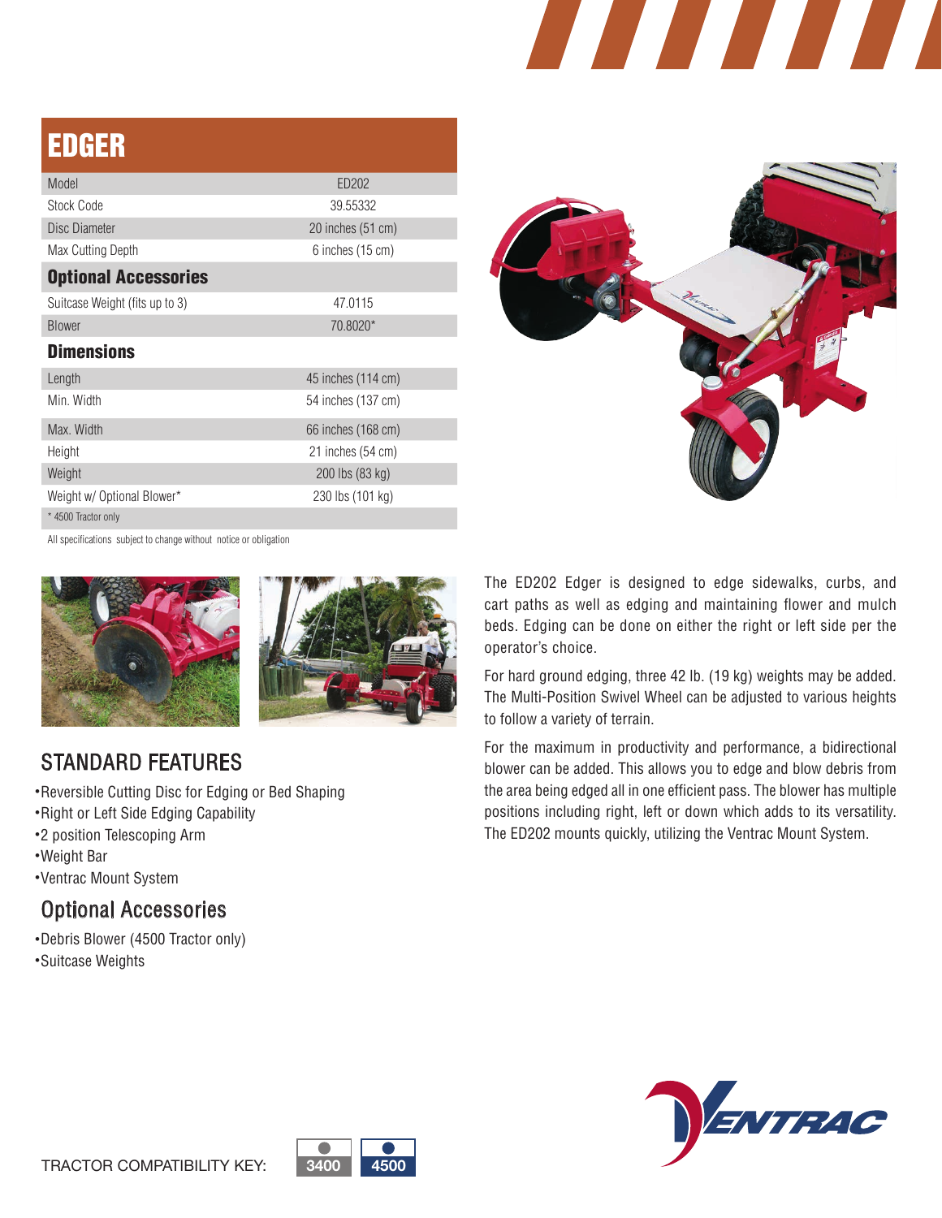# EDGER

| | |
|---|---|
| Model | ED202 |
| Stock Code | 39.55332 |
| Disc Diameter | 20 inches (51 cm) |
| Max Cutting Depth | 6 inches (15 cm) |
| **Optional Accessories** | |
| Suitcase Weight (fits up to 3) | 47.0115 |
| Blower | 70.8020* |
| **Dimensions** | |
| Length | 45 inches (114 cm) |
| Min. Width | 54 inches (137 cm) |
| Max. Width | 66 inches (168 cm) |
| Height | 21 inches (54 cm) |
| Weight | 200 lbs (83 kg) |
| Weight w/ Optional Blower* | 230 lbs (101 kg) |
| * 4500 Tractor only | |

All specifications subject to change without notice or obligation

The ED202 Edger is designed to edge sidewalks, curbs, and cart paths as well as edging and maintaining flower and mulch beds. Edging can be done on either the right or left side per the operator's choice.

For hard ground edging, three 42 lb. (19 kg) weights may be added. The Multi-Position Swivel Wheel can be adjusted to various heights to follow a variety of terrain.

For the maximum in productivity and performance, a bidirectional blower can be added. This allows you to edge and blow debris from the area being edged all in one efficient pass. The blower has multiple positions including right, left or down which adds to its versatility. The ED202 mounts quickly, utilizing the Ventrac Mount System.

## STANDARD FEATURES

- Reversible Cutting Disc for Edging or Bed Shaping
- Right or Left Side Edging Capability
- 2 position Telescoping Arm
- Weight Bar
- Ventrac Mount System

## Optional Accessories

- Debris Blower (4500 Tractor only)
- Suitcase Weights

TRACTOR COMPATIBILITY KEY: 3400 4500

VENTRAC